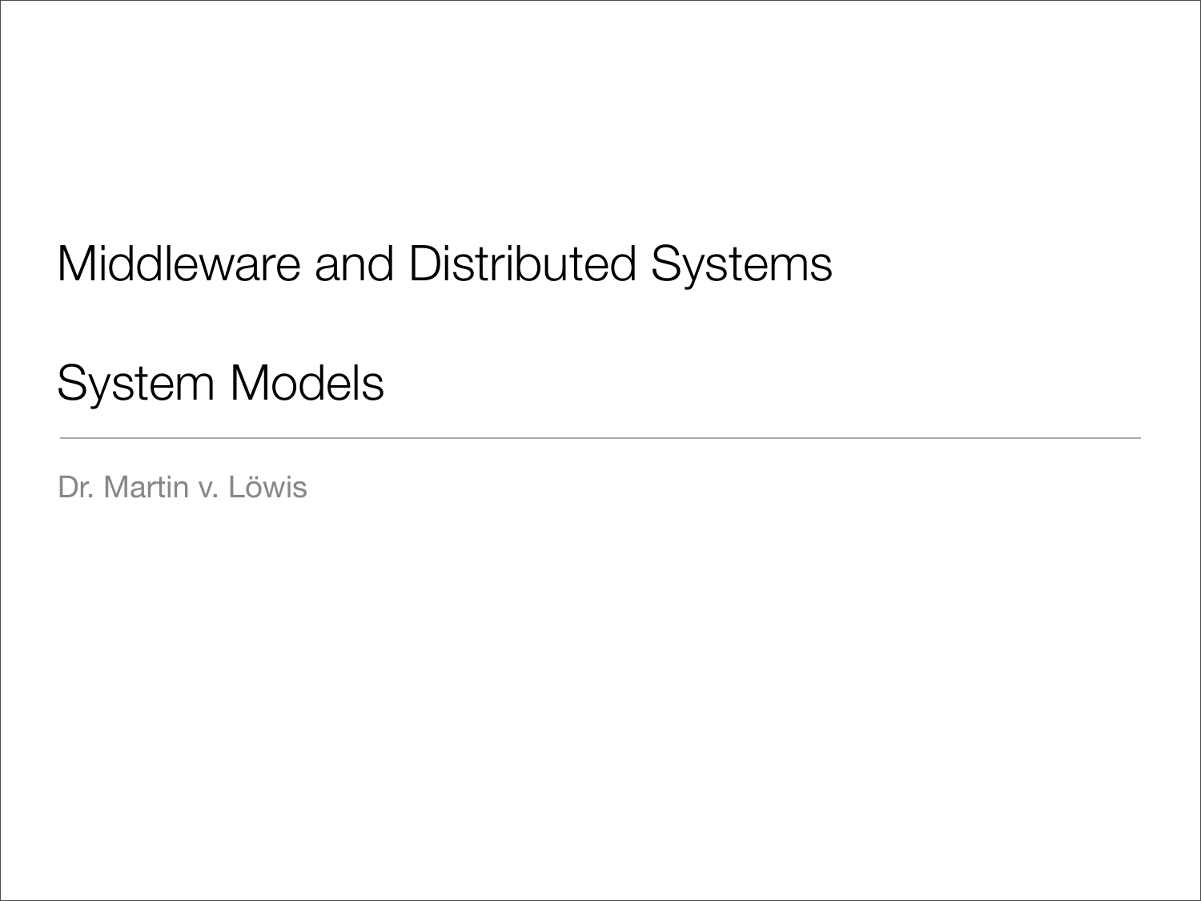# Middleware and Distributed Systems

# System Models

Dr. Martin v. Löwis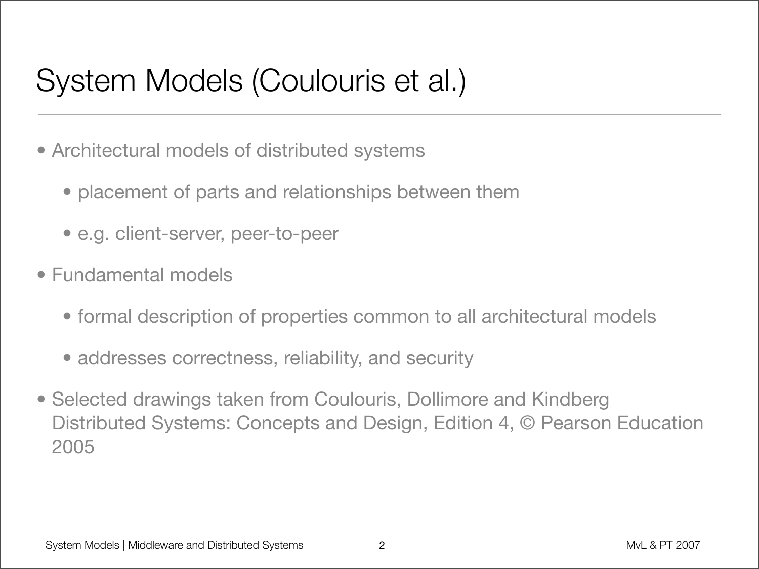# System Models (Coulouris et al.)

- Architectural models of distributed systems
  - placement of parts and relationships between them
  - e.g. client-server, peer-to-peer
- Fundamental models
  - formal description of properties common to all architectural models
  - addresses correctness, reliability, and security
- Selected drawings taken from Coulouris, Dollimore and Kindberg Distributed Systems: Concepts and Design, Edition 4, © Pearson Education 2005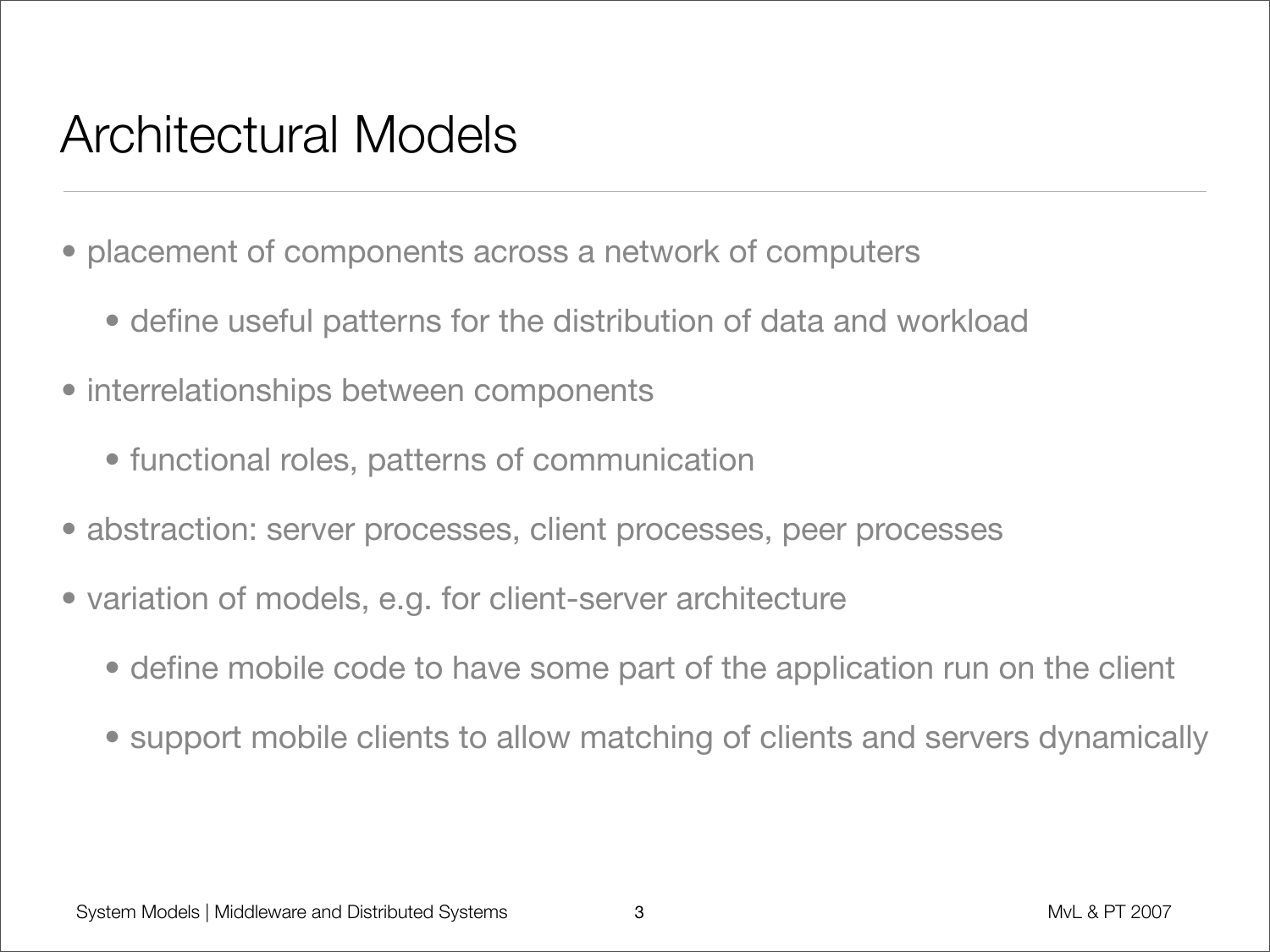# Architectural Models

- placement of components across a network of computers
  - define useful patterns for the distribution of data and workload
- interrelationships between components
  - functional roles, patterns of communication
- abstraction: server processes, client processes, peer processes
- variation of models, e.g. for client-server architecture
  - define mobile code to have some part of the application run on the client
  - support mobile clients to allow matching of clients and servers dynamically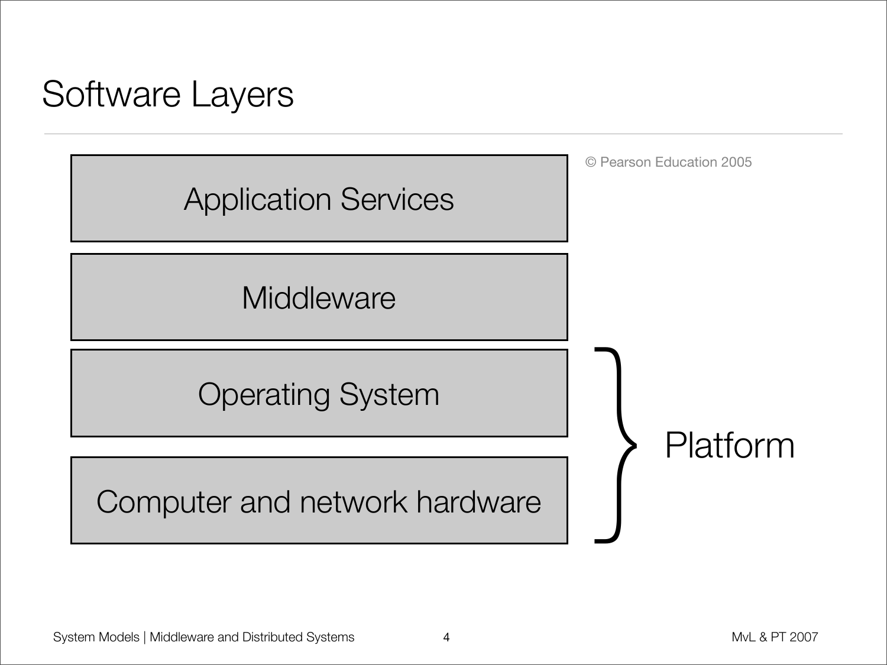# Software Layers

© Pearson Education 2005

- Application Services
- Middleware
- Operating System
- Computer and network hardware

Platform (Operating System + Computer and network hardware)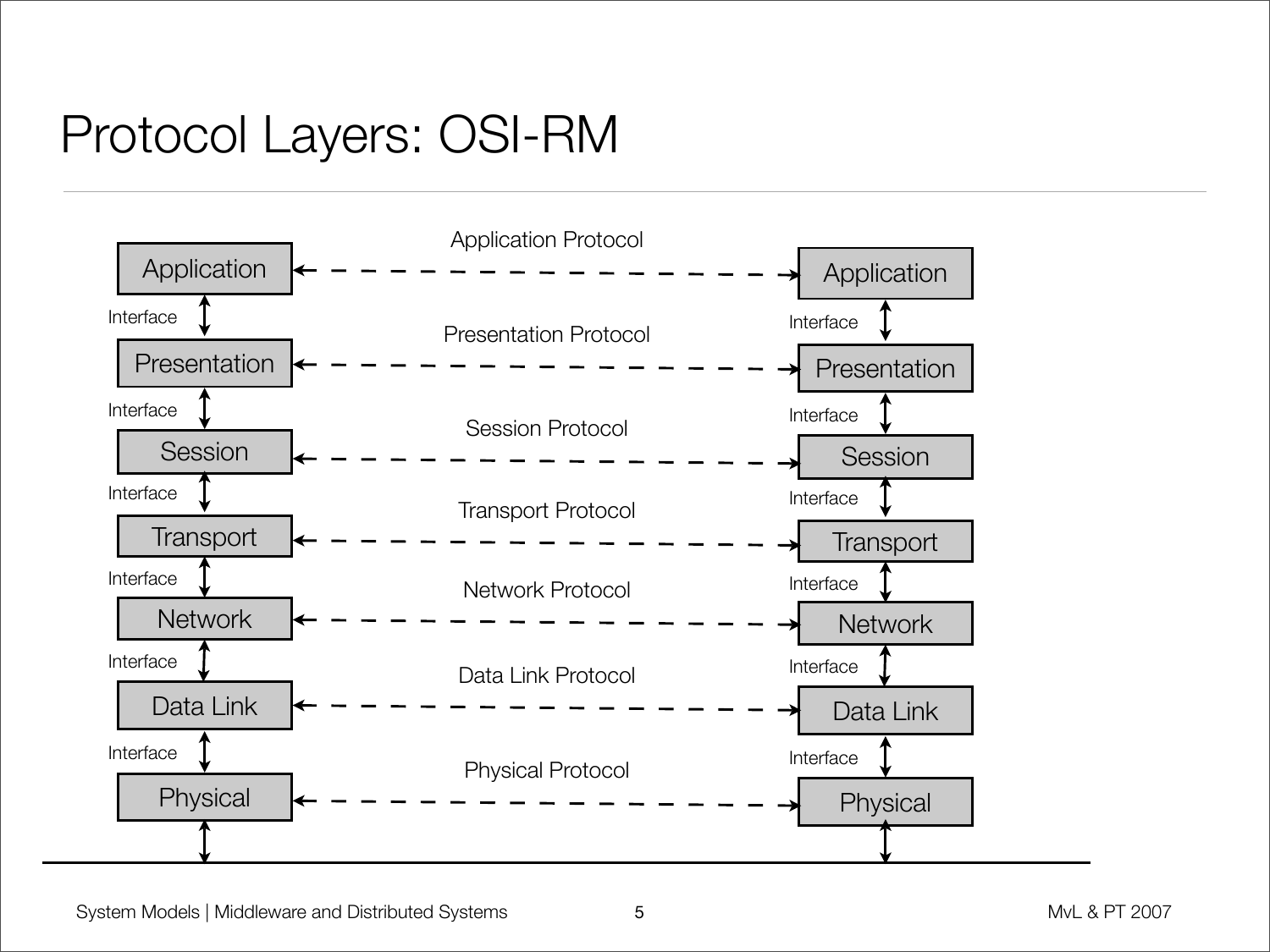# Protocol Layers: OSI-RM

| Layer | Interface | Protocol | Layer |
| --- | --- | --- | --- |
| Application | | Application Protocol | Application |
| | Interface | | Interface |
| Presentation | | Presentation Protocol | Presentation |
| | Interface | | Interface |
| Session | | Session Protocol | Session |
| | Interface | | Interface |
| Transport | | Transport Protocol | Transport |
| | Interface | | Interface |
| Network | | Network Protocol | Network |
| | Interface | | Interface |
| Data Link | | Data Link Protocol | Data Link |
| | Interface | | Interface |
| Physical | | Physical Protocol | Physical |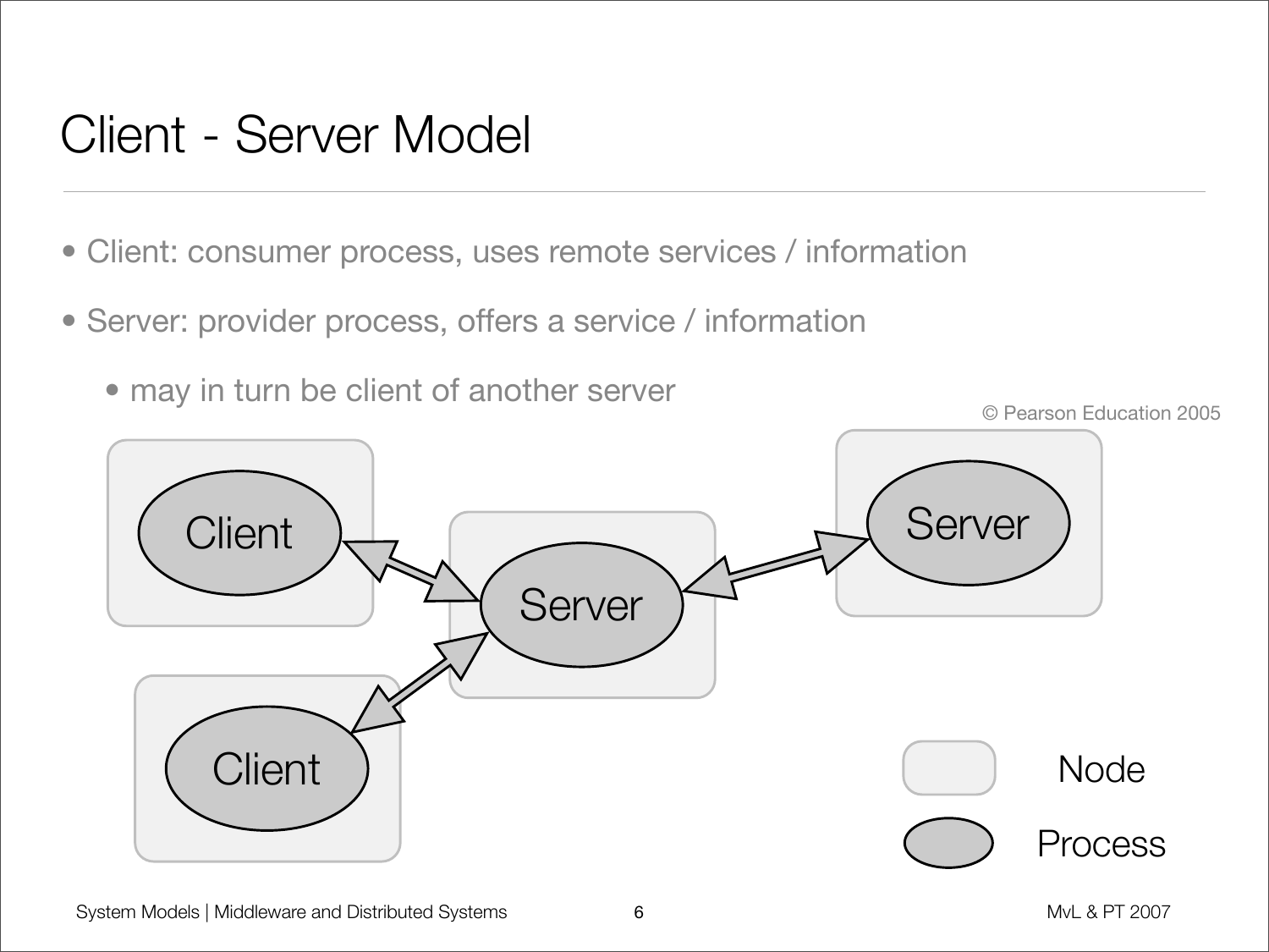# Client - Server Model

- Client: consumer process, uses remote services / information
- Server: provider process, offers a service / information
  - may in turn be client of another server

© Pearson Education 2005

Client

Client

Server

Server

Node

Process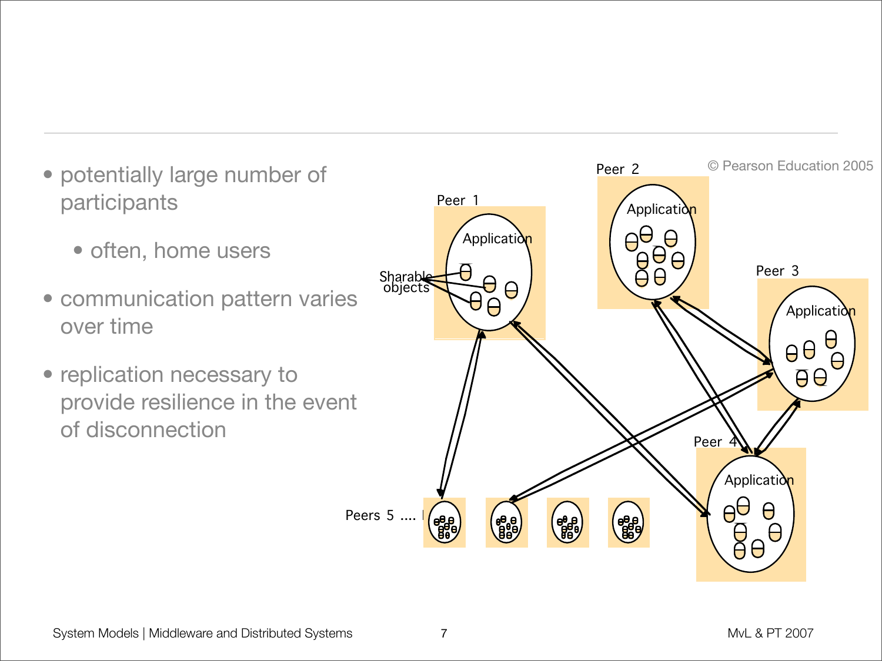- potentially large number of participants
  - often, home users
- communication pattern varies over time
- replication necessary to provide resilience in the event of disconnection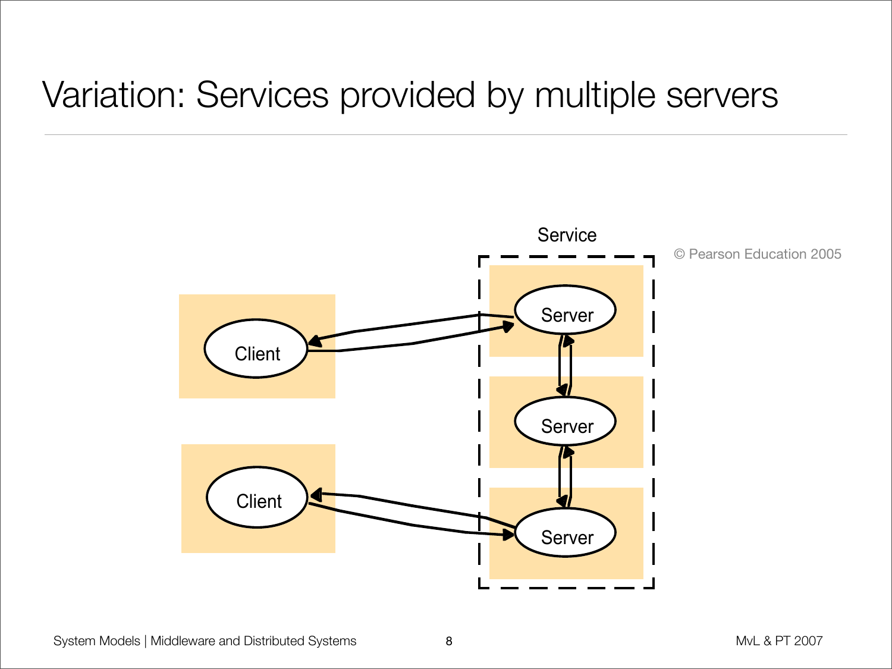# Variation: Services provided by multiple servers

Service

© Pearson Education 2005

Client

Client

Server

Server

Server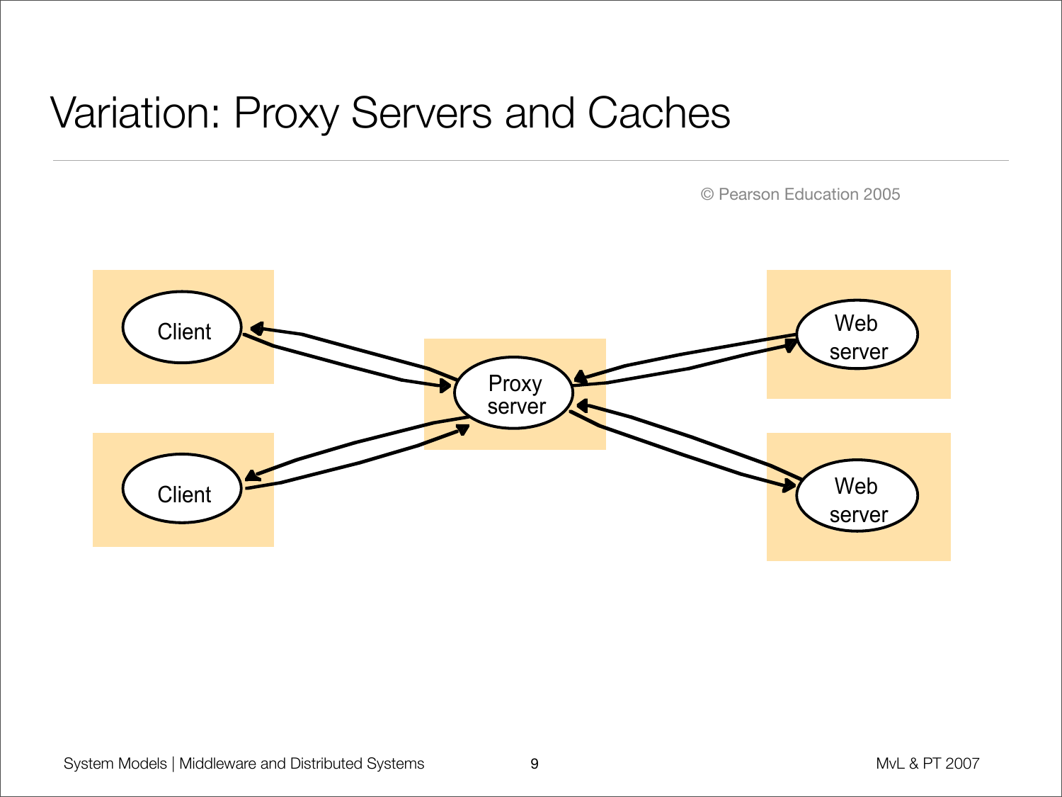# Variation: Proxy Servers and Caches

© Pearson Education 2005

Client

Client

Proxy server

Web server

Web server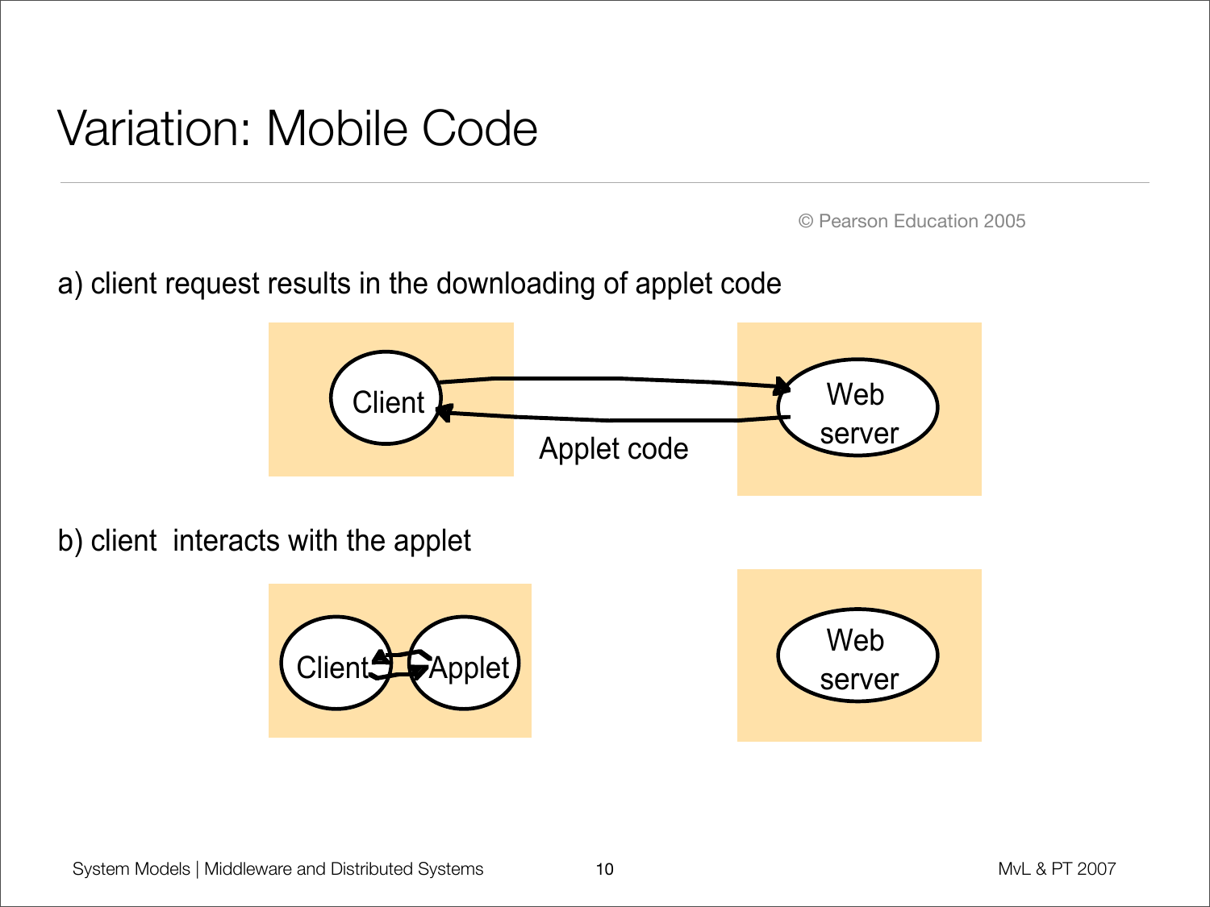# Variation: Mobile Code

© Pearson Education 2005

a) client request results in the downloading of applet code

Client → Web server

Applet code

b) client interacts with the applet

Client ⇄ Applet

Web server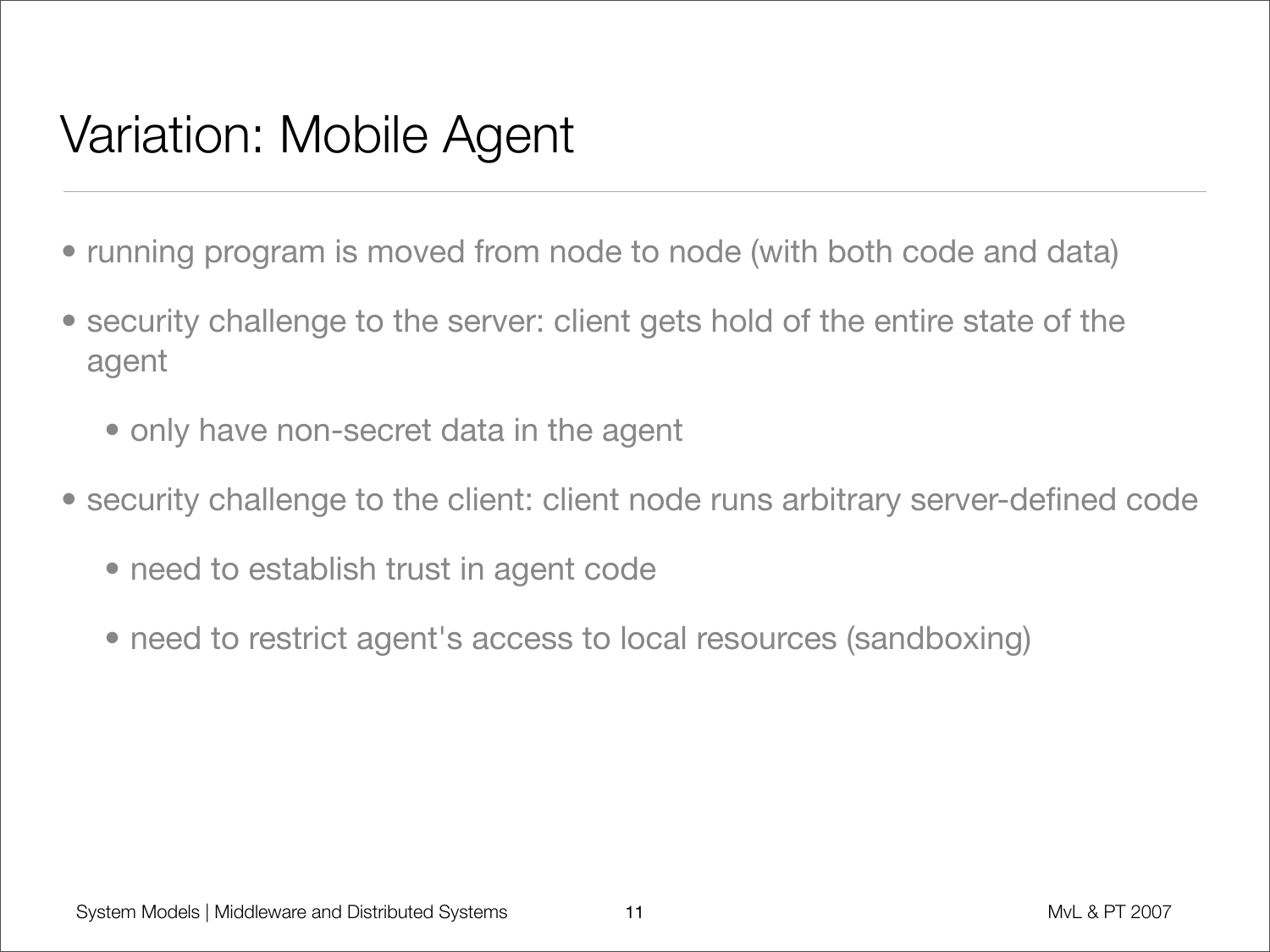# Variation: Mobile Agent

- running program is moved from node to node (with both code and data)
- security challenge to the server: client gets hold of the entire state of the agent
  - only have non-secret data in the agent
- security challenge to the client: client node runs arbitrary server-defined code
  - need to establish trust in agent code
  - need to restrict agent's access to local resources (sandboxing)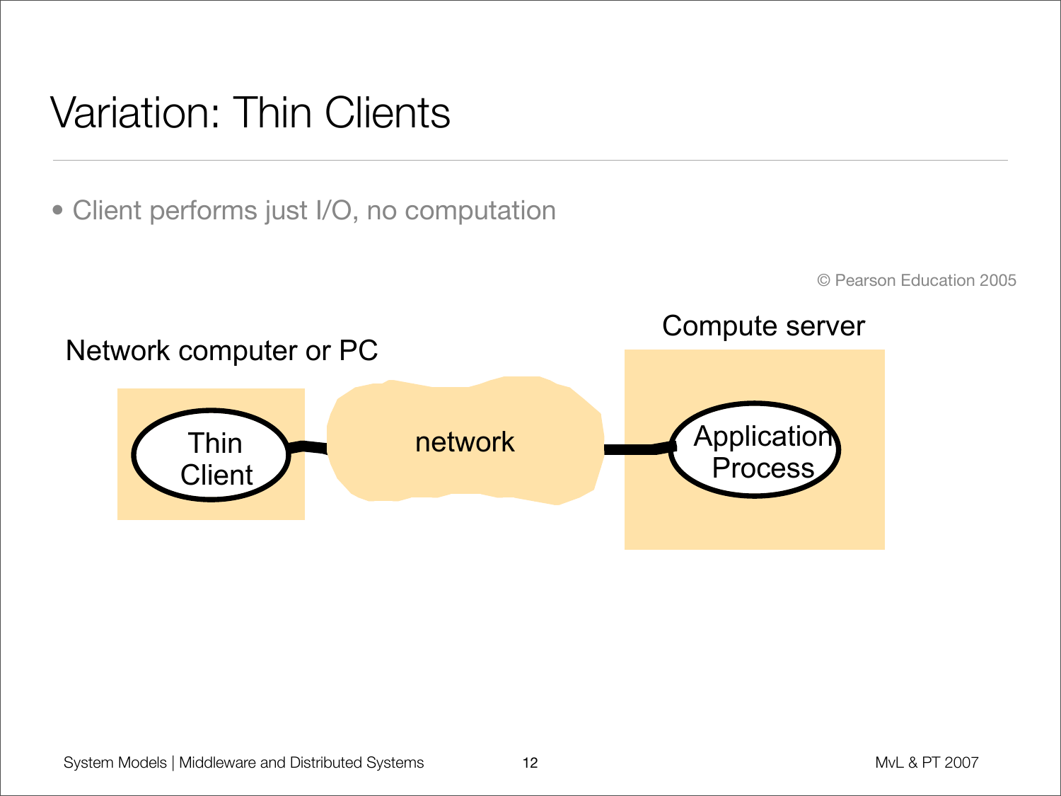# Variation: Thin Clients

- Client performs just I/O, no computation

© Pearson Education 2005

Network computer or PC

Thin Client

network

Compute server

Application Process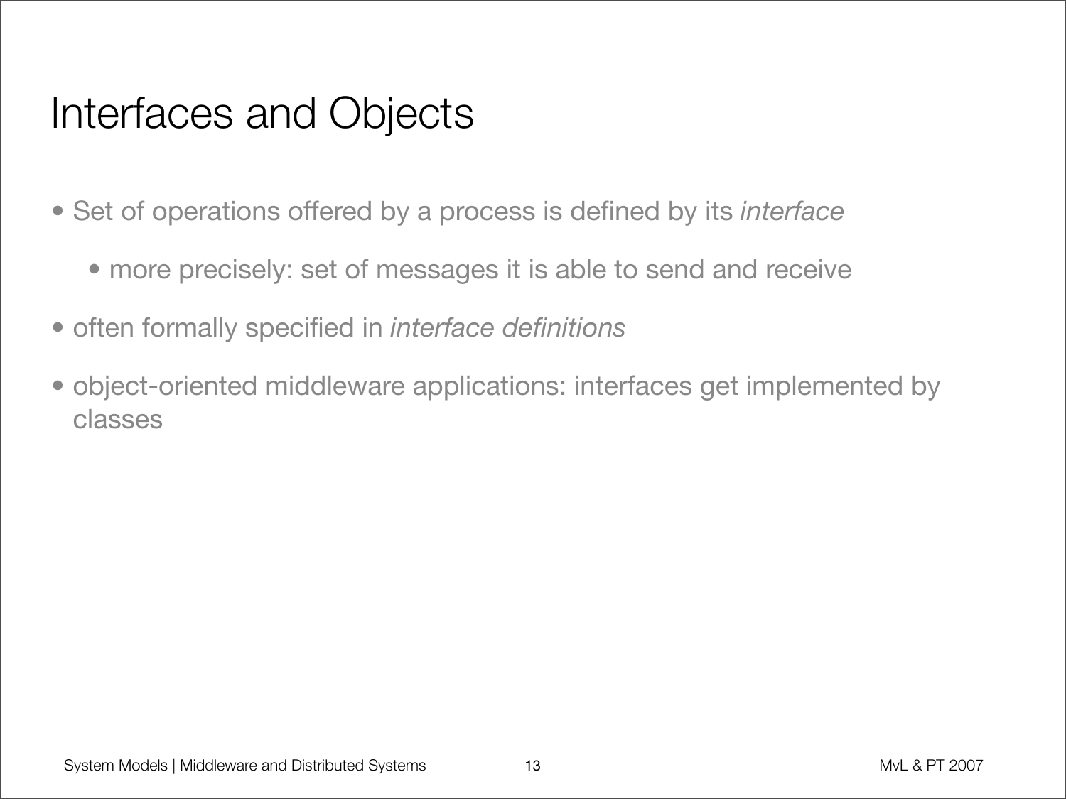# Interfaces and Objects

- Set of operations offered by a process is defined by its *interface*
    - more precisely: set of messages it is able to send and receive
- often formally specified in *interface definitions*
- object-oriented middleware applications: interfaces get implemented by classes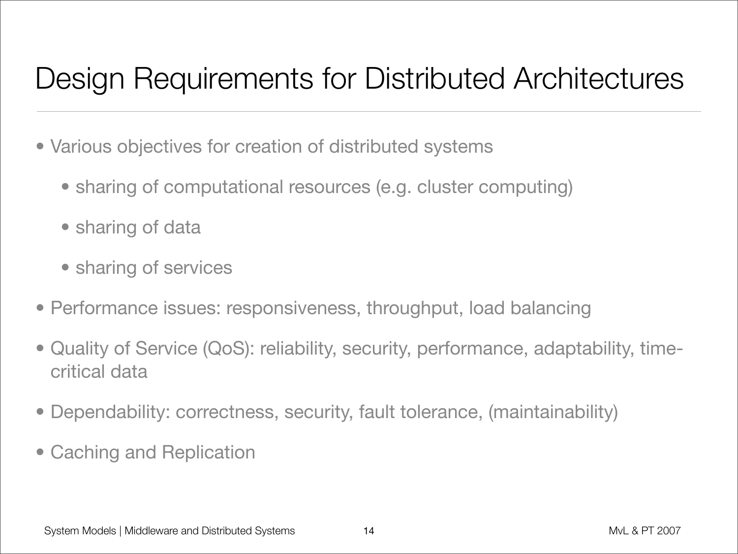# Design Requirements for Distributed Architectures

- Various objectives for creation of distributed systems
  - sharing of computational resources (e.g. cluster computing)
  - sharing of data
  - sharing of services
- Performance issues: responsiveness, throughput, load balancing
- Quality of Service (QoS): reliability, security, performance, adaptability, time-critical data
- Dependability: correctness, security, fault tolerance, (maintainability)
- Caching and Replication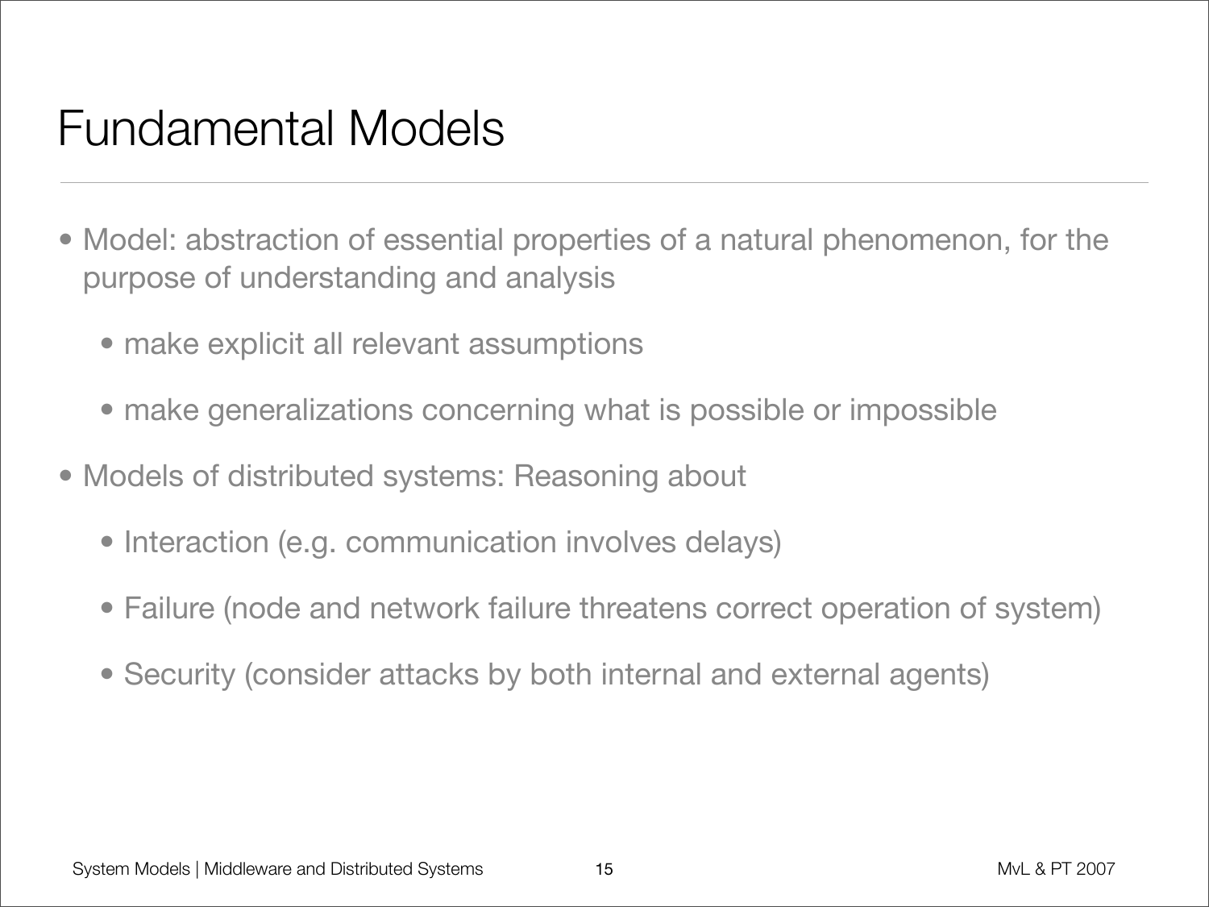# Fundamental Models

- Model: abstraction of essential properties of a natural phenomenon, for the purpose of understanding and analysis
  - make explicit all relevant assumptions
  - make generalizations concerning what is possible or impossible
- Models of distributed systems: Reasoning about
  - Interaction (e.g. communication involves delays)
  - Failure (node and network failure threatens correct operation of system)
  - Security (consider attacks by both internal and external agents)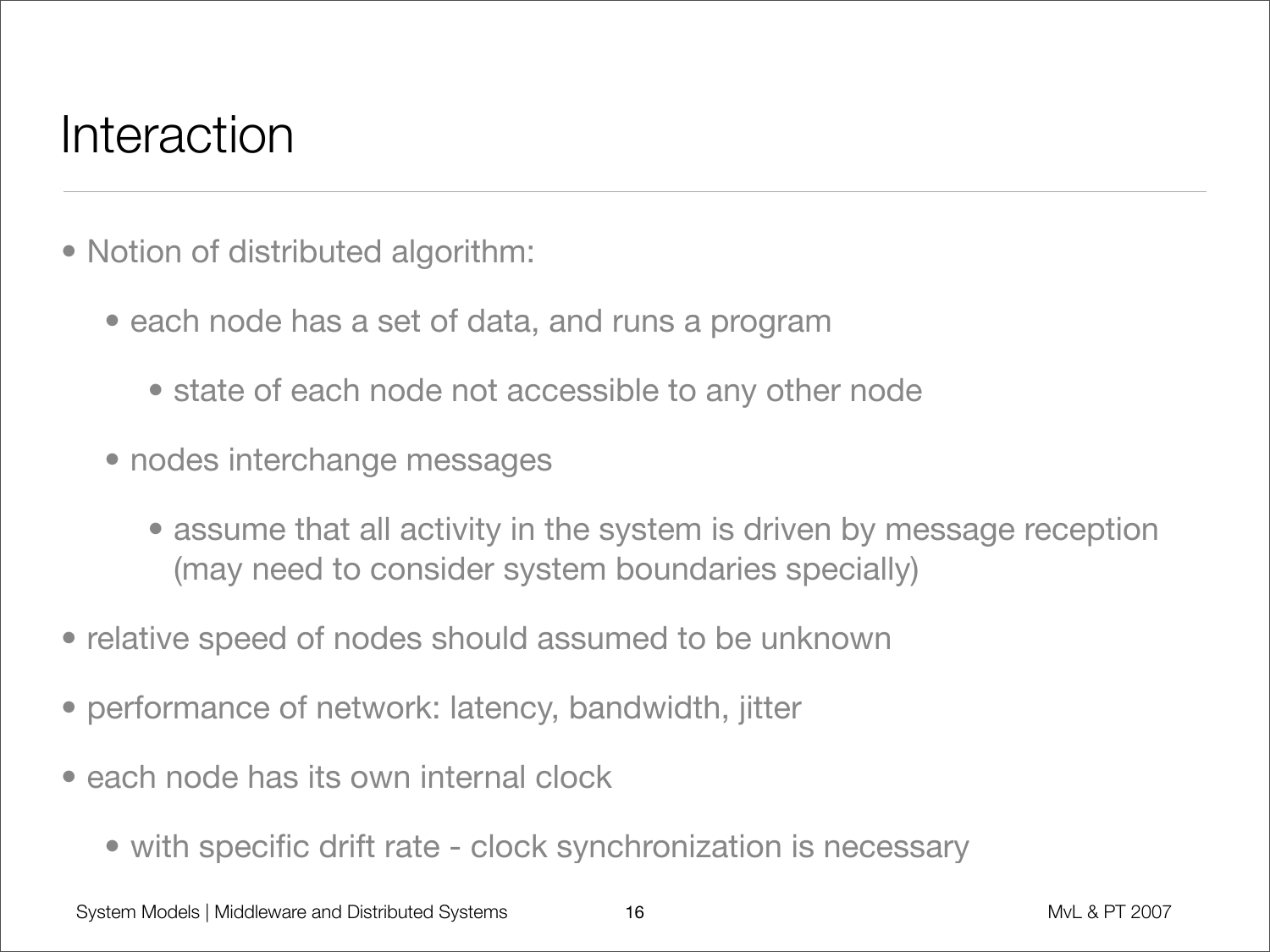# Interaction

- Notion of distributed algorithm:
  - each node has a set of data, and runs a program
    - state of each node not accessible to any other node
  - nodes interchange messages
    - assume that all activity in the system is driven by message reception (may need to consider system boundaries specially)
- relative speed of nodes should assumed to be unknown
- performance of network: latency, bandwidth, jitter
- each node has its own internal clock
  - with specific drift rate - clock synchronization is necessary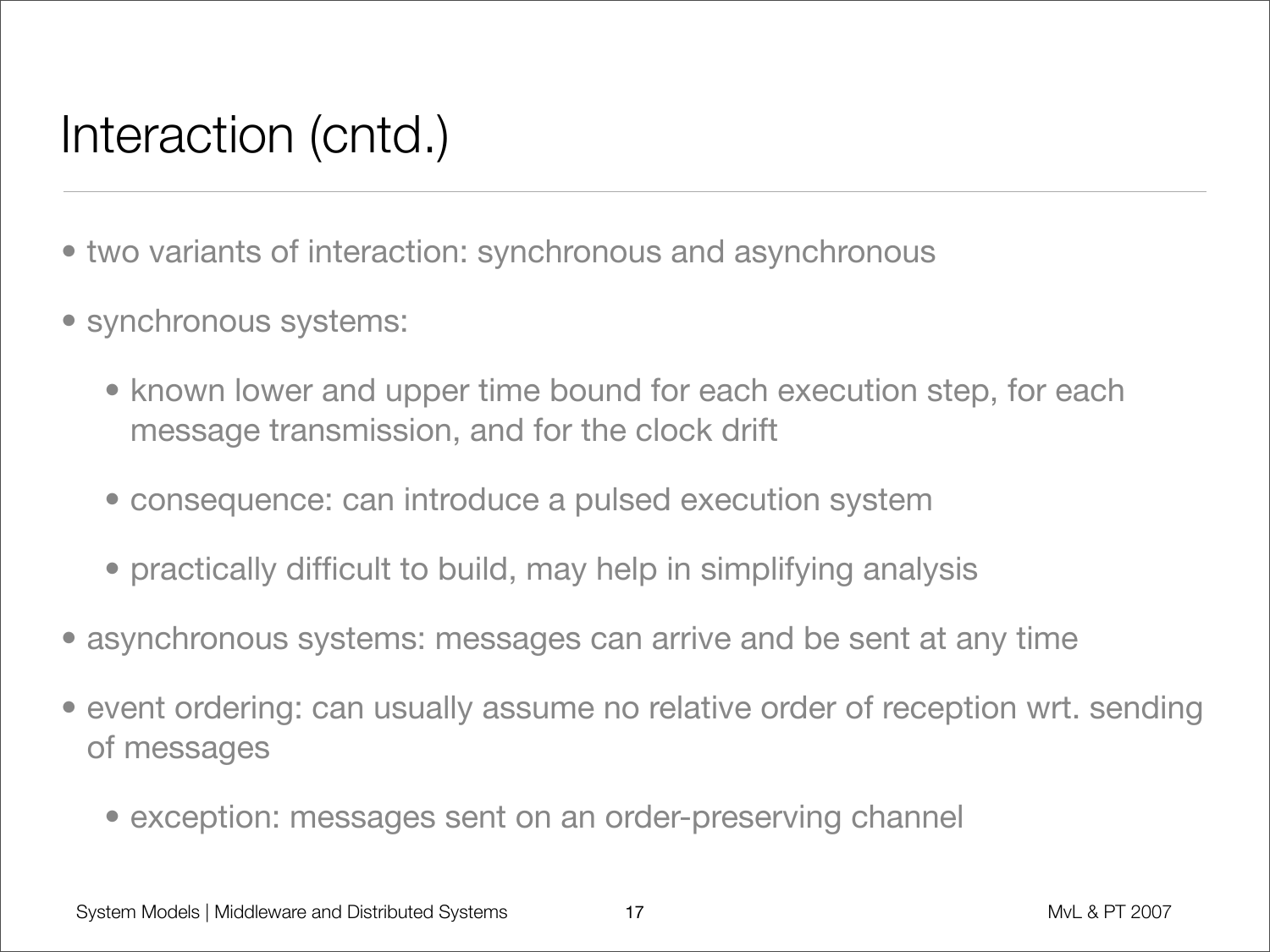# Interaction (cntd.)

- two variants of interaction: synchronous and asynchronous
- synchronous systems:
  - known lower and upper time bound for each execution step, for each message transmission, and for the clock drift
  - consequence: can introduce a pulsed execution system
  - practically difficult to build, may help in simplifying analysis
- asynchronous systems: messages can arrive and be sent at any time
- event ordering: can usually assume no relative order of reception wrt. sending of messages
  - exception: messages sent on an order-preserving channel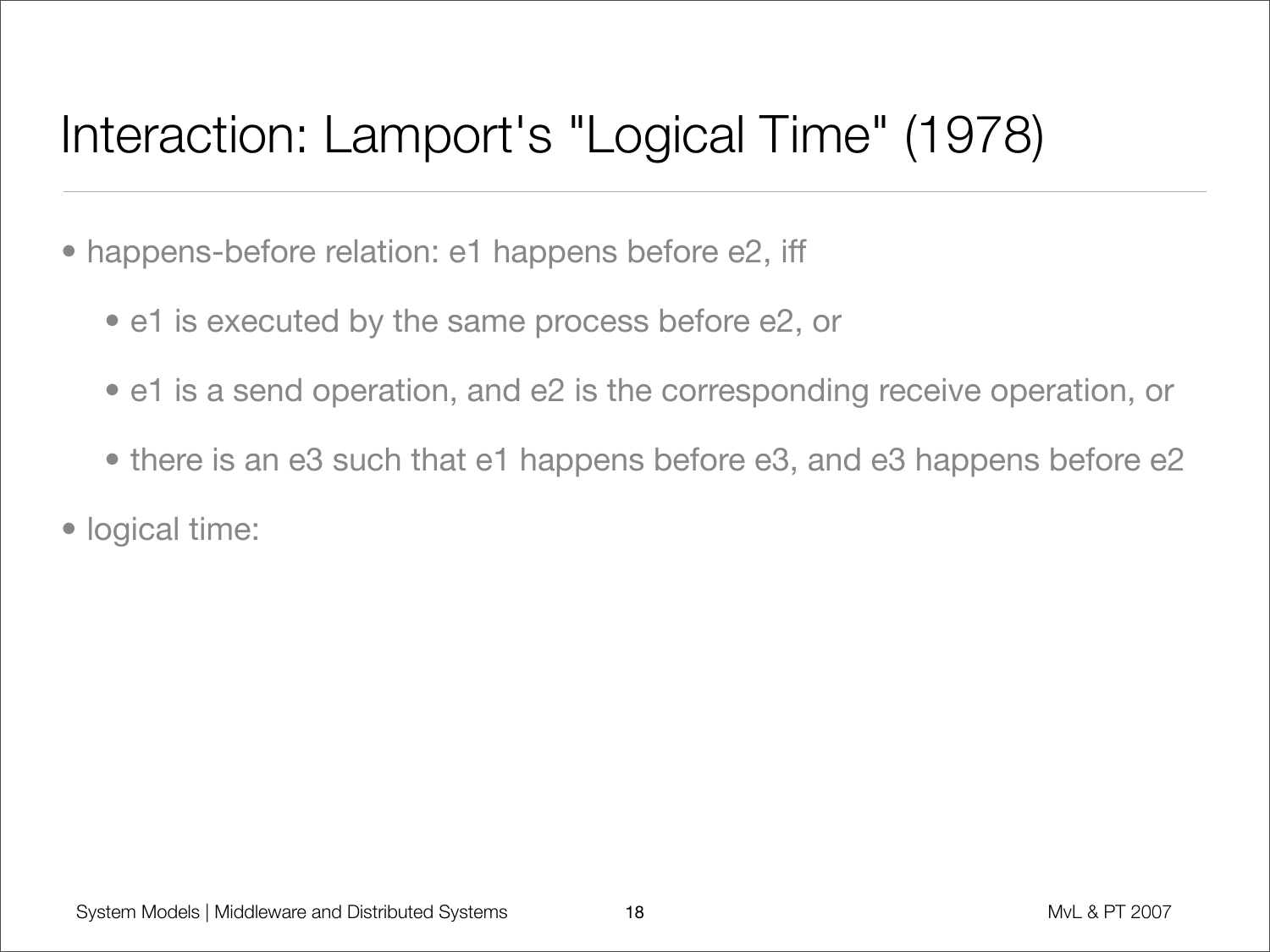# Interaction: Lamport's "Logical Time" (1978)

- happens-before relation: e1 happens before e2, iff
  - e1 is executed by the same process before e2, or
  - e1 is a send operation, and e2 is the corresponding receive operation, or
  - there is an e3 such that e1 happens before e3, and e3 happens before e2
- logical time: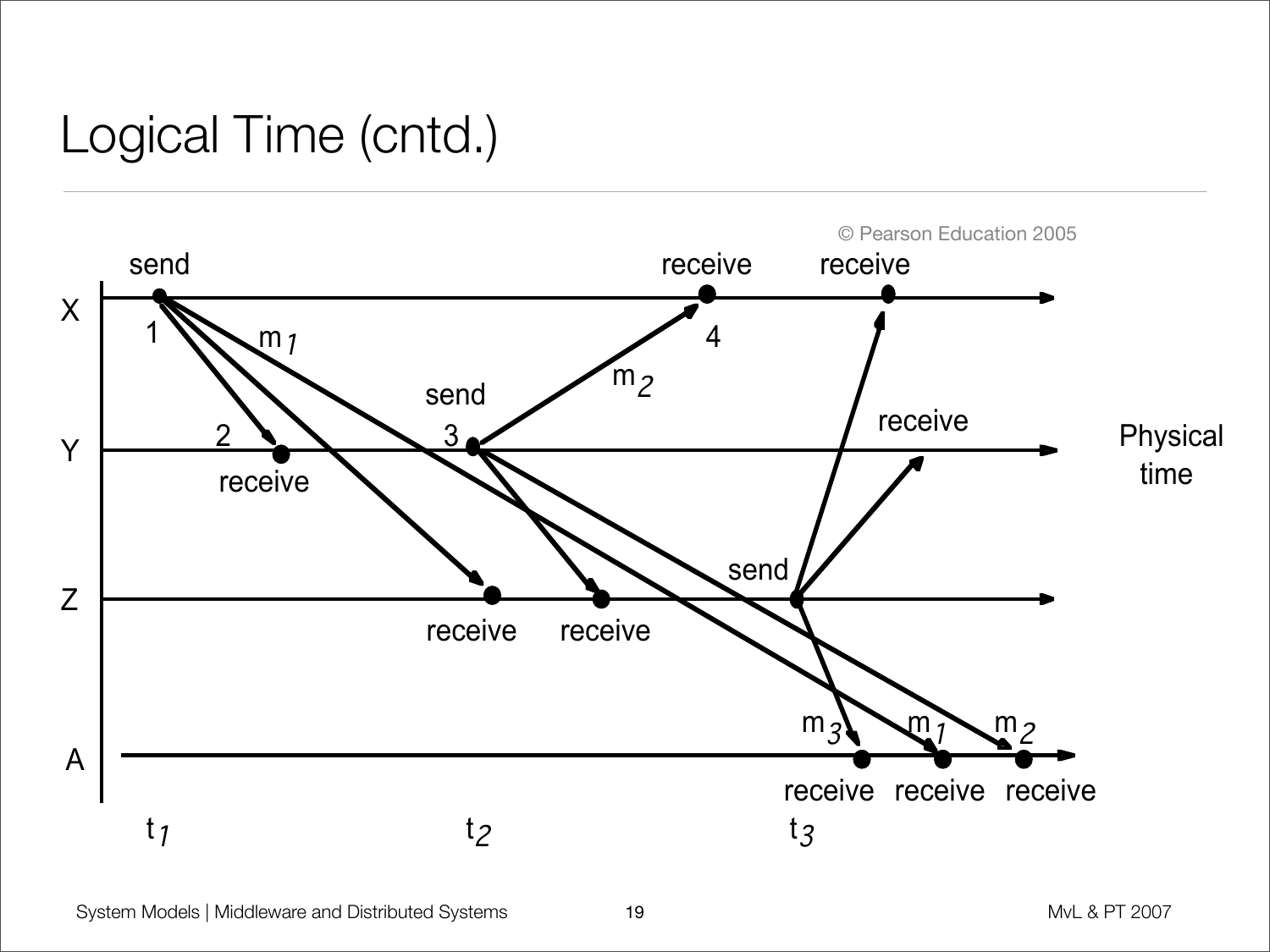# Logical Time (cntd.)

© Pearson Education 2005

send | receive | receive

X

1 | $m_1$ | 4

$m_2$

send

receive

Y | 2 | 3 | Physical time

receive

send

Z

receive | receive

$m_3$ | $m_1$ | $m_2$

A

receive | receive | receive

$t_1$ | $t_2$ | $t_3$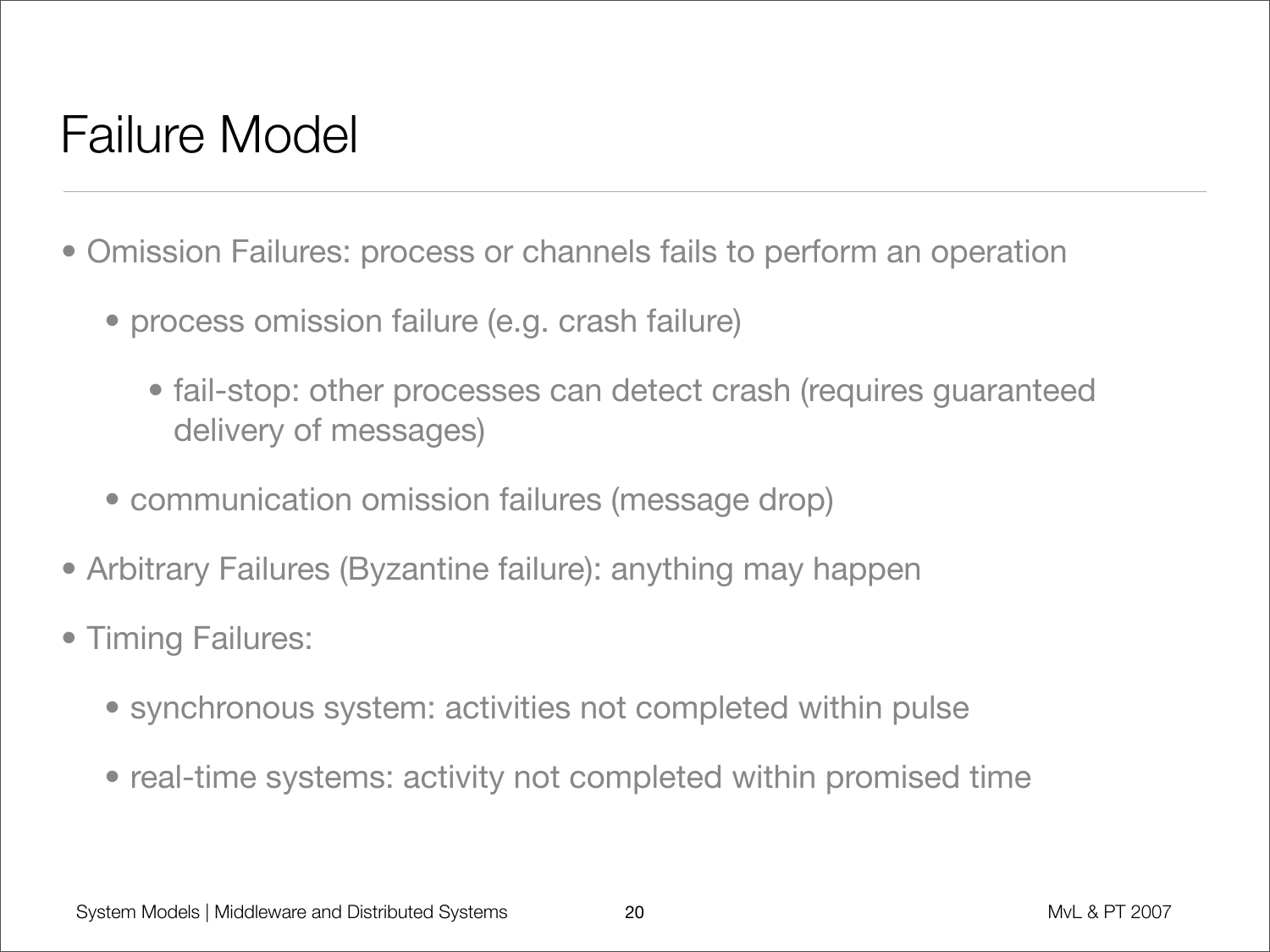# Failure Model

- Omission Failures: process or channels fails to perform an operation
  - process omission failure (e.g. crash failure)
    - fail-stop: other processes can detect crash (requires guaranteed delivery of messages)
  - communication omission failures (message drop)
- Arbitrary Failures (Byzantine failure): anything may happen
- Timing Failures:
  - synchronous system: activities not completed within pulse
  - real-time systems: activity not completed within promised time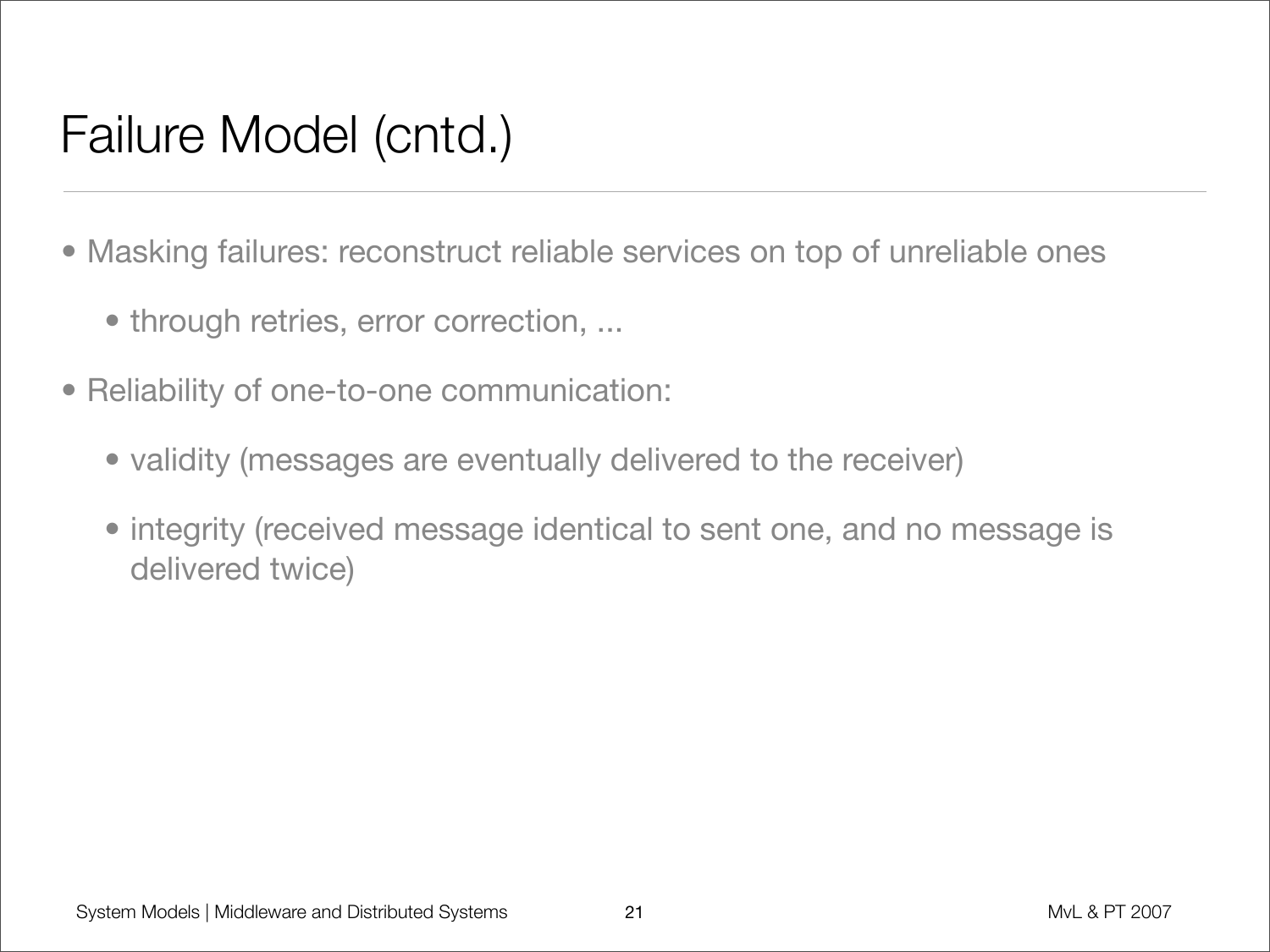# Failure Model (cntd.)

- Masking failures: reconstruct reliable services on top of unreliable ones
  - through retries, error correction, ...
- Reliability of one-to-one communication:
  - validity (messages are eventually delivered to the receiver)
  - integrity (received message identical to sent one, and no message is delivered twice)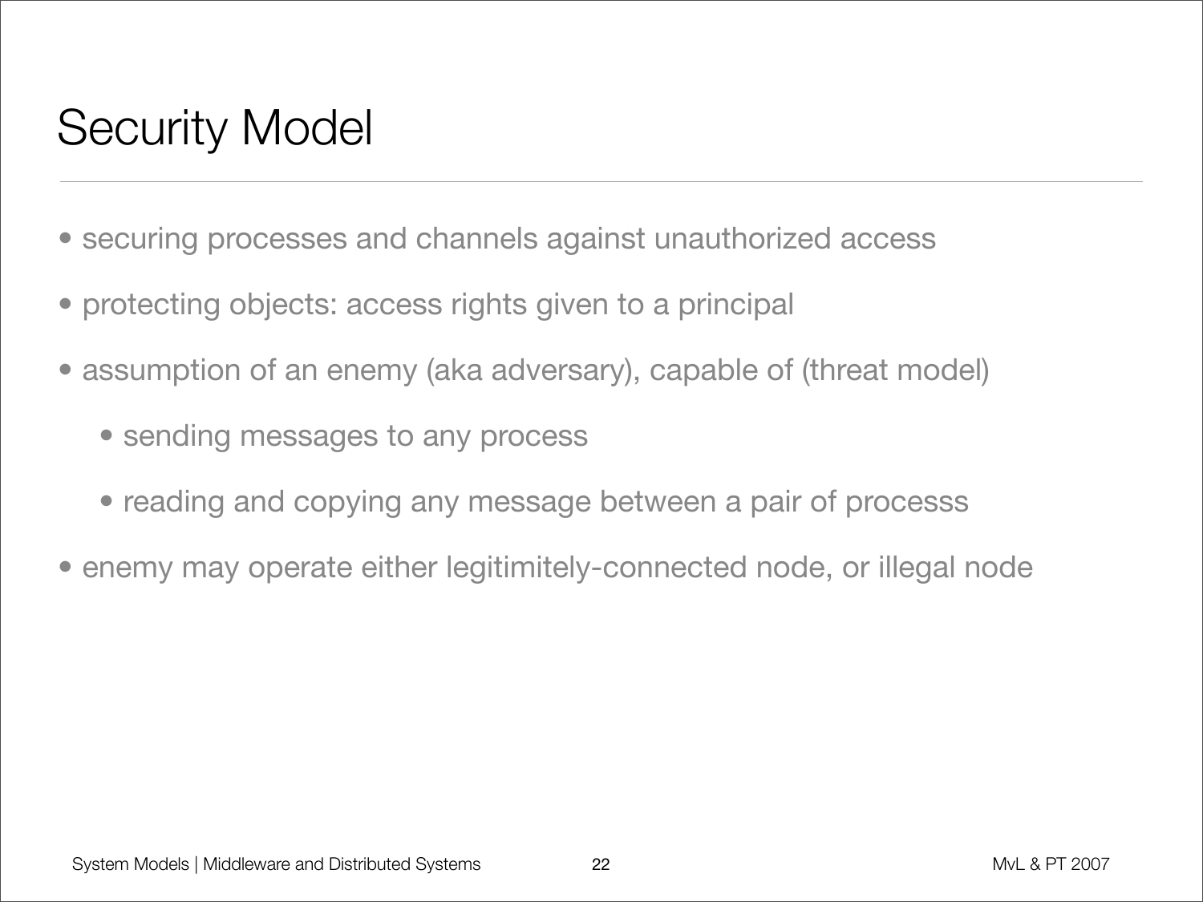# Security Model

- securing processes and channels against unauthorized access
- protecting objects: access rights given to a principal
- assumption of an enemy (aka adversary), capable of (threat model)
  - sending messages to any process
  - reading and copying any message between a pair of processs
- enemy may operate either legitimitely-connected node, or illegal node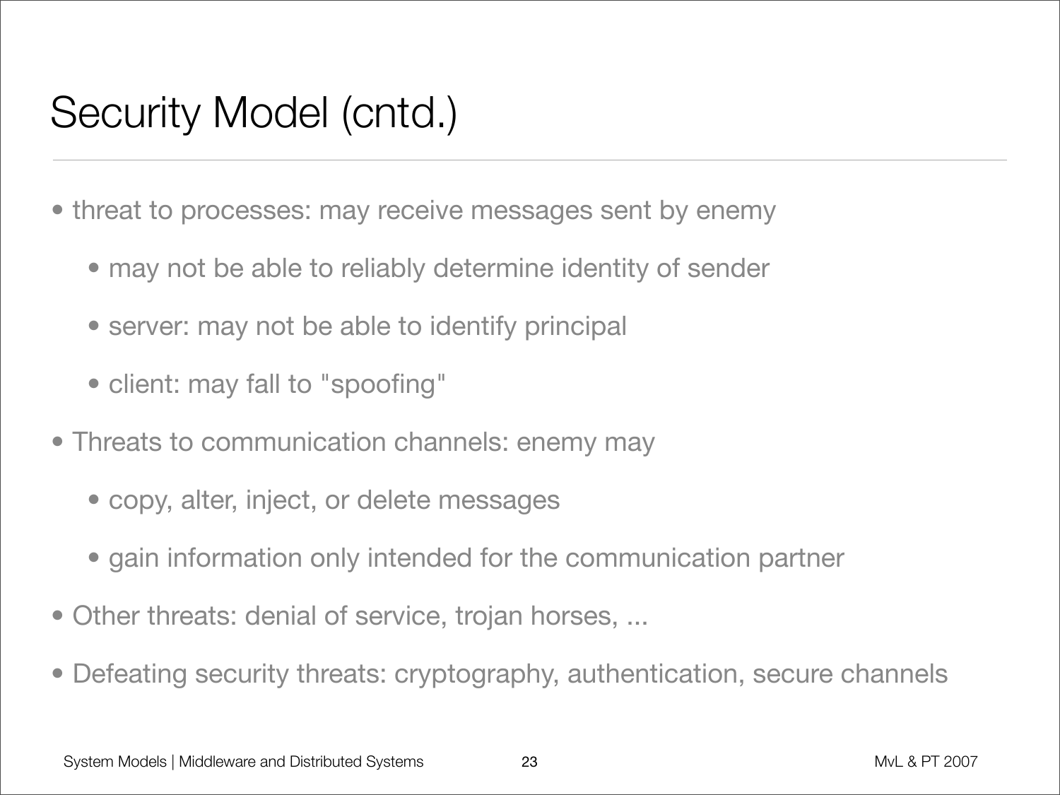# Security Model (cntd.)

- threat to processes: may receive messages sent by enemy
  - may not be able to reliably determine identity of sender
  - server: may not be able to identify principal
  - client: may fall to "spoofing"
- Threats to communication channels: enemy may
  - copy, alter, inject, or delete messages
  - gain information only intended for the communication partner
- Other threats: denial of service, trojan horses, ...
- Defeating security threats: cryptography, authentication, secure channels